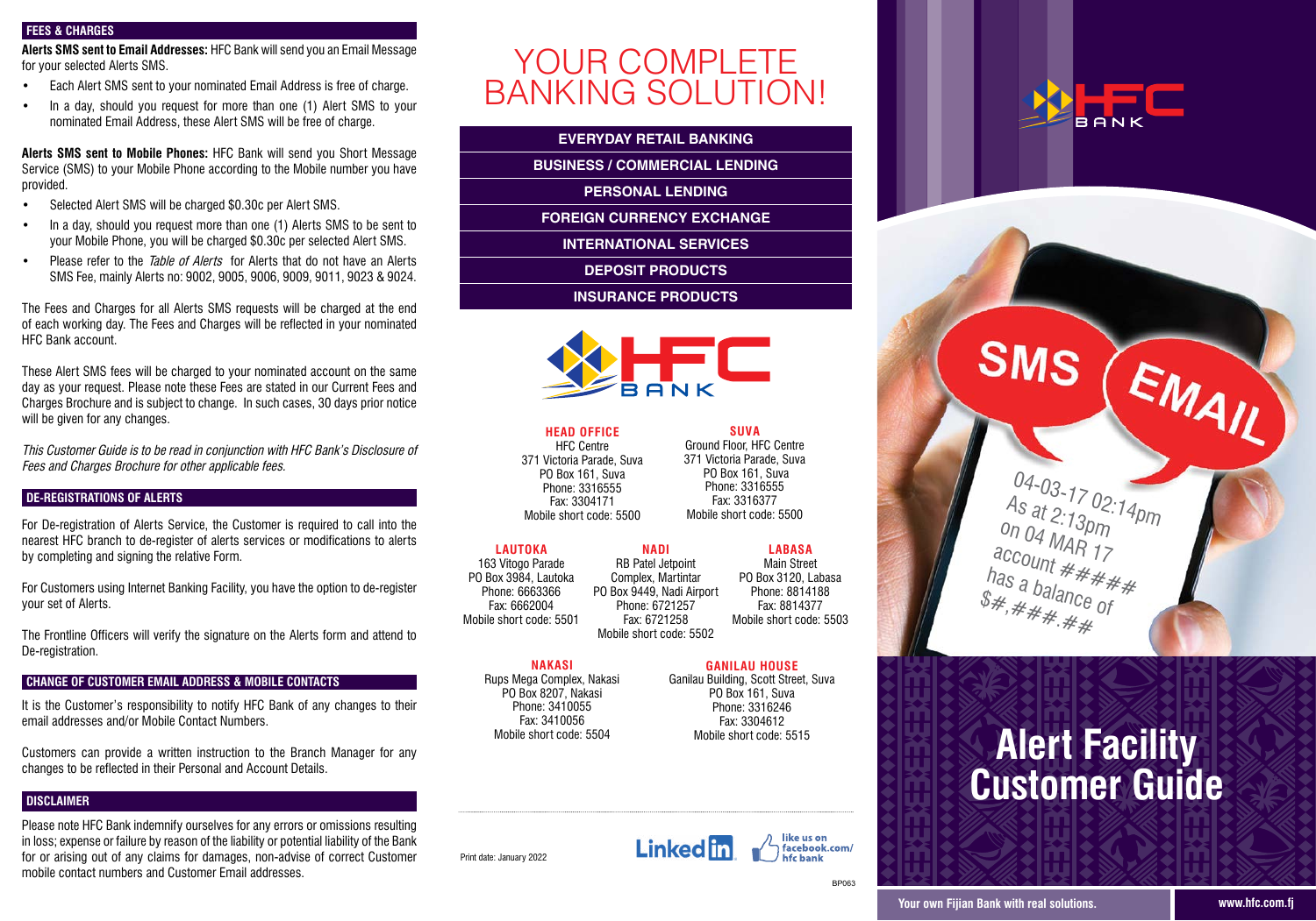## FEES & CHARGES

**Alerts SMS sent to Email Addresses:** HFC Bank will send you an Email Message for your selected Alerts SMS.

- Each Alert SMS sent to your nominated Email Address is free of charge.
- In a day, should you request for more than one (1) Alert SMS to your nominated Email Address, these Alert SMS will be free of charge.

**Alerts SMS sent to Mobile Phones:** HFC Bank will send you Short Message Service (SMS) to your Mobile Phone according to the Mobile number you have provided.

- Selected Alert SMS will be charged $0.30c per Alert SMS.
- In a day, should you request more than one (1) Alerts SMS to be sent to your Mobile Phone, you will be charged $0.30c per selected Alert SMS.
- Please refer to the *Table of Alerts* for Alerts that do not have an Alerts SMS Fee, mainly Alerts no: 9002, 9005, 9006, 9009, 9011, 9023 & 9024.

The Fees and Charges for all Alerts SMS requests will be charged at the end of each working day. The Fees and Charges will be reflected in your nominated HFC Bank account.

These Alert SMS fees will be charged to your nominated account on the same day as your request. Please note these Fees are stated in our Current Fees and Charges Brochure and is subject to change. In such cases, 30 days prior notice will be given for any changes.

*This Customer Guide is to be read in conjunction with HFC Bank's Disclosure of Fees and Charges Brochure for other applicable fees.*

## DE-REGISTRATIONS OF ALERTS

For De-registration of Alerts Service, the Customer is required to call into the nearest HFC branch to de-register of alerts services or modifications to alerts by completing and signing the relative Form.

For Customers using Internet Banking Facility, you have the option to de-register your set of Alerts.

The Frontline Officers will verify the signature on the Alerts form and attend to De-registration.

## CHANGE OF CUSTOMER EMAIL ADDRESS & MOBILE CONTACTS

It is the Customer's responsibility to notify HFC Bank of any changes to their email addresses and/or Mobile Contact Numbers.

Customers can provide a written instruction to the Branch Manager for any changes to be reflected in their Personal and Account Details.

## DISCLAIMER

Please note HFC Bank indemnify ourselves for any errors or omissions resulting in loss; expense or failure by reason of the liability or potential liability of the Bank for or arising out of any claims for damages, non-advise of correct Customer mobile contact numbers and Customer Email addresses.

# YOUR COMPLETE BANKING SOLUTION!

- EVERYDAY RETAIL BANKING
- BUSINESS / COMMERCIAL LENDING
- PERSONAL LENDING
- FOREIGN CURRENCY EXCHANGE
- INTERNATIONAL SERVICES
- DEPOSIT PRODUCTS
- INSURANCE PRODUCTS

HFC BANK

**HEAD OFFICE**
HFC Centre
371 Victoria Parade, Suva
PO Box 161, Suva
Phone: 3316555
Fax: 3304171
Mobile short code: 5500

**SUVA**
Ground Floor, HFC Centre
371 Victoria Parade, Suva
PO Box 161, Suva
Phone: 3316555
Fax: 3316377
Mobile short code: 5500

**LAUTOKA**
163 Vitogo Parade
PO Box 3984, Lautoka
Phone: 6663366
Fax: 6662004
Mobile short code: 5501

**NADI**
RB Patel Jetpoint
Complex, Martintar
PO Box 9449, Nadi Airport
Phone: 6721257
Fax: 6721258
Mobile short code: 5502

**LABASA**
Main Street
PO Box 3120, Labasa
Phone: 8814188
Fax: 8814377
Mobile short code: 5503

**NAKASI**
Rups Mega Complex, Nakasi
PO Box 8207, Nakasi
Phone: 3410055
Fax: 3410056
Mobile short code: 5504

**GANILAU HOUSE**
Ganilau Building, Scott Street, Suva
PO Box 161, Suva
Phone: 3316246
Fax: 3304612
Mobile short code: 5515

Print date: January 2022

LinkedIn | like us on facebook.com/hfc bank

BP063

HFC BANK

SMS | EMAIL

04-03-17 02:14pm
As at 2:13pm on 04 MAR 17 account ##### has a balance of $#,###.##

# Alert Facility Customer Guide

Your own Fijian Bank with real solutions.

www.hfc.com.fj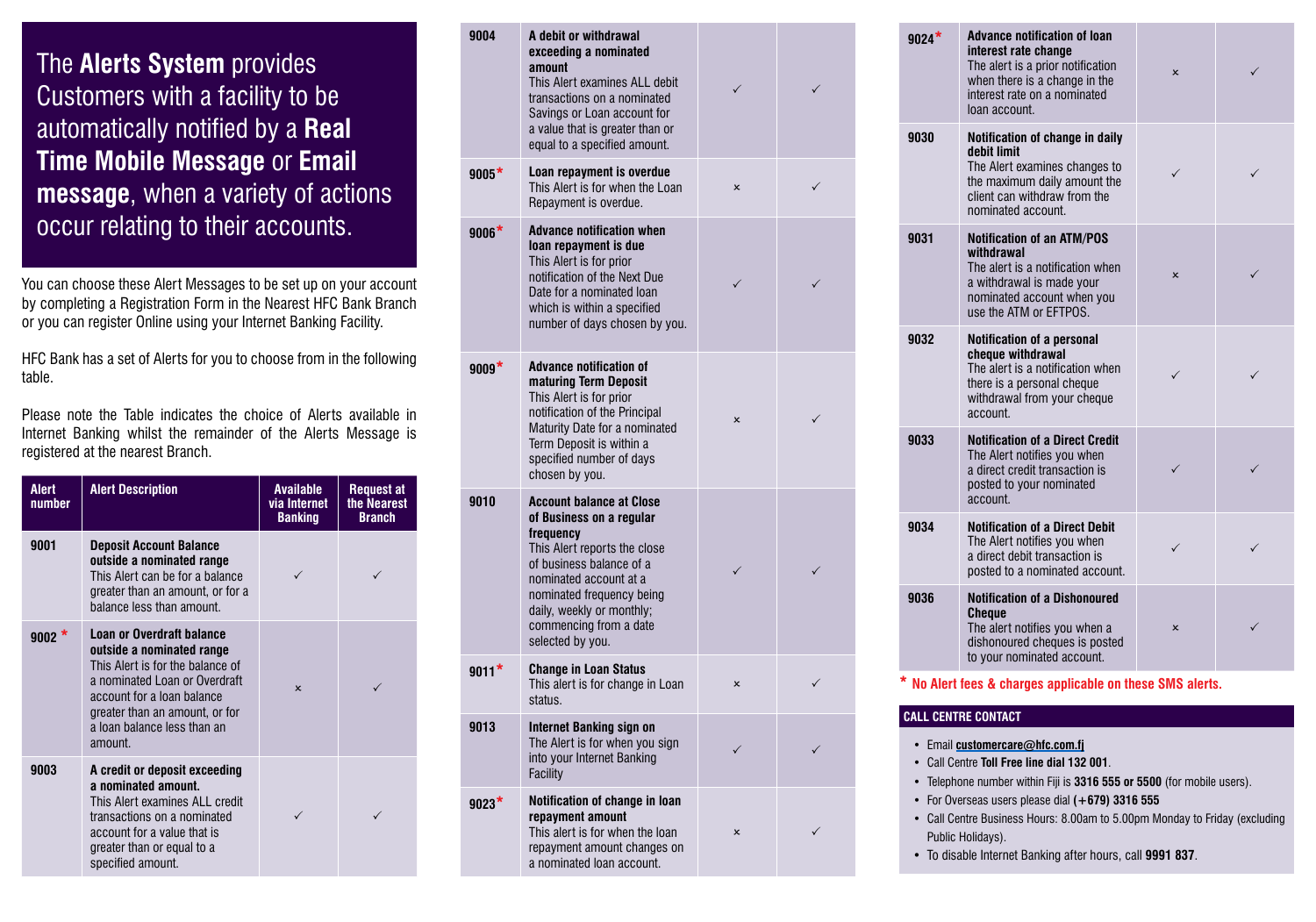The **Alerts System** provides Customers with a facility to be automatically notified by a **Real Time Mobile Message** or **Email message**, when a variety of actions occur relating to their accounts.

You can choose these Alert Messages to be set up on your account by completing a Registration Form in the Nearest HFC Bank Branch or you can register Online using your Internet Banking Facility.

HFC Bank has a set of Alerts for you to choose from in the following table.

Please note the Table indicates the choice of Alerts available in Internet Banking whilst the remainder of the Alerts Message is registered at the nearest Branch.

| Alert number | Alert Description | Available via Internet Banking | Request at the Nearest Branch |
|---|---|---|---|
| 9001 | **Deposit Account Balance outside a nominated range** This Alert can be for a balance greater than an amount, or for a balance less than amount. | ✓ | ✓ |
| 9002 * | **Loan or Overdraft balance outside a nominated range** This Alert is for the balance of a nominated Loan or Overdraft account for a loan balance greater than an amount, or for a loan balance less than an amount. | × | ✓ |
| 9003 | **A credit or deposit exceeding a nominated amount.** This Alert examines ALL credit transactions on a nominated account for a value that is greater than or equal to a specified amount. | ✓ | ✓ |
| 9004 | **A debit or withdrawal exceeding a nominated amount** This Alert examines ALL debit transactions on a nominated Savings or Loan account for a value that is greater than or equal to a specified amount. | ✓ | ✓ |
| 9005* | **Loan repayment is overdue** This Alert is for when the Loan Repayment is overdue. | × | ✓ |
| 9006* | **Advance notification when loan repayment is due** This Alert is for prior notification of the Next Due Date for a nominated loan which is within a specified number of days chosen by you. | ✓ | ✓ |
| 9009* | **Advance notification of maturing Term Deposit** This Alert is for prior notification of the Principal Maturity Date for a nominated Term Deposit is within a specified number of days chosen by you. | × | ✓ |
| 9010 | **Account balance at Close of Business on a regular frequency** This Alert reports the close of business balance of a nominated account at a nominated frequency being daily, weekly or monthly; commencing from a date selected by you. | ✓ | ✓ |
| 9011* | **Change in Loan Status** This alert is for change in Loan status. | × | ✓ |
| 9013 | **Internet Banking sign on** The Alert is for when you sign into your Internet Banking Facility | ✓ | ✓ |
| 9023* | **Notification of change in loan repayment amount** This alert is for when the loan repayment amount changes on a nominated loan account. | × | ✓ |
| 9024* | **Advance notification of loan interest rate change** The alert is a prior notification when there is a change in the interest rate on a nominated loan account. | × | ✓ |
| 9030 | **Notification of change in daily debit limit** The Alert examines changes to the maximum daily amount the client can withdraw from the nominated account. | ✓ | ✓ |
| 9031 | **Notification of an ATM/POS withdrawal** The alert is a notification when a withdrawal is made your nominated account when you use the ATM or EFTPOS. | × | ✓ |
| 9032 | **Notification of a personal cheque withdrawal** The alert is a notification when there is a personal cheque withdrawal from your cheque account. | ✓ | ✓ |
| 9033 | **Notification of a Direct Credit** The Alert notifies you when a direct credit transaction is posted to your nominated account. | ✓ | ✓ |
| 9034 | **Notification of a Direct Debit** The Alert notifies you when a direct debit transaction is posted to a nominated account. | ✓ | ✓ |
| 9036 | **Notification of a Dishonoured Cheque** The alert notifies you when a dishonoured cheques is posted to your nominated account. | × | ✓ |

**\* No Alert fees & charges applicable on these SMS alerts.**

**CALL CENTRE CONTACT**

- Email **customercare@hfc.com.fj**
- Call Centre **Toll Free line dial 132 001**.
- Telephone number within Fiji is **3316 555 or 5500** (for mobile users).
- For Overseas users please dial **(+679) 3316 555**
- Call Centre Business Hours: 8.00am to 5.00pm Monday to Friday (excluding Public Holidays).
- To disable Internet Banking after hours, call **9991 837**.